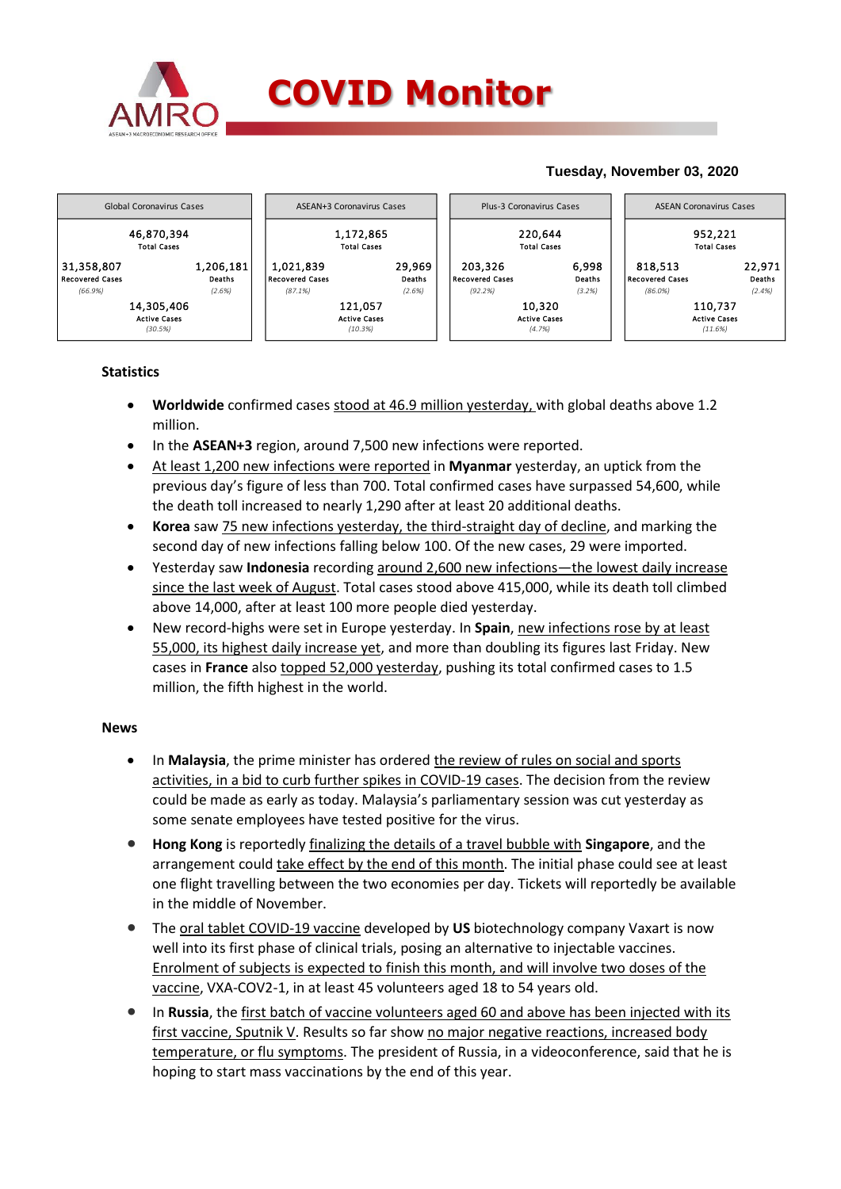# COVID Monitor

**Tuesday, November 03, 2020**

| Global Coronavirus Cases | | ASEAN+3 Coronavirus Cases | | Plus-3 Coronavirus Cases | | ASEAN Coronavirus Cases | |
|---|---|---|---|---|---|---|---|
| 46,870,394 Total Cases | | 1,172,865 Total Cases | | 220,644 Total Cases | | 952,221 Total Cases | |
| 31,358,807 Recovered Cases (66.9%) | 1,206,181 Deaths (2.6%) | 1,021,839 Recovered Cases (87.1%) | 29,969 Deaths (2.6%) | 203,326 Recovered Cases (92.2%) | 6,998 Deaths (3.2%) | 818,513 Recovered Cases (86.0%) | 22,971 Deaths (2.4%) |
| 14,305,406 Active Cases (30.5%) | | 121,057 Active Cases (10.3%) | | 10,320 Active Cases (4.7%) | | 110,737 Active Cases (11.6%) | |

### Statistics

- **Worldwide** confirmed cases stood at 46.9 million yesterday, with global deaths above 1.2 million.
- In the **ASEAN+3** region, around 7,500 new infections were reported.
- At least 1,200 new infections were reported in **Myanmar** yesterday, an uptick from the previous day's figure of less than 700. Total confirmed cases have surpassed 54,600, while the death toll increased to nearly 1,290 after at least 20 additional deaths.
- **Korea** saw 75 new infections yesterday, the third-straight day of decline, and marking the second day of new infections falling below 100. Of the new cases, 29 were imported.
- Yesterday saw **Indonesia** recording around 2,600 new infections—the lowest daily increase since the last week of August. Total cases stood above 415,000, while its death toll climbed above 14,000, after at least 100 more people died yesterday.
- New record-highs were set in Europe yesterday. In **Spain**, new infections rose by at least 55,000, its highest daily increase yet, and more than doubling its figures last Friday. New cases in **France** also topped 52,000 yesterday, pushing its total confirmed cases to 1.5 million, the fifth highest in the world.

### News

- In **Malaysia**, the prime minister has ordered the review of rules on social and sports activities, in a bid to curb further spikes in COVID-19 cases. The decision from the review could be made as early as today. Malaysia's parliamentary session was cut yesterday as some senate employees have tested positive for the virus.
- **Hong Kong** is reportedly finalizing the details of a travel bubble with **Singapore**, and the arrangement could take effect by the end of this month. The initial phase could see at least one flight travelling between the two economies per day. Tickets will reportedly be available in the middle of November.
- The oral tablet COVID-19 vaccine developed by **US** biotechnology company Vaxart is now well into its first phase of clinical trials, posing an alternative to injectable vaccines. Enrolment of subjects is expected to finish this month, and will involve two doses of the vaccine, VXA-COV2-1, in at least 45 volunteers aged 18 to 54 years old.
- In **Russia**, the first batch of vaccine volunteers aged 60 and above has been injected with its first vaccine, Sputnik V. Results so far show no major negative reactions, increased body temperature, or flu symptoms. The president of Russia, in a videoconference, said that he is hoping to start mass vaccinations by the end of this year.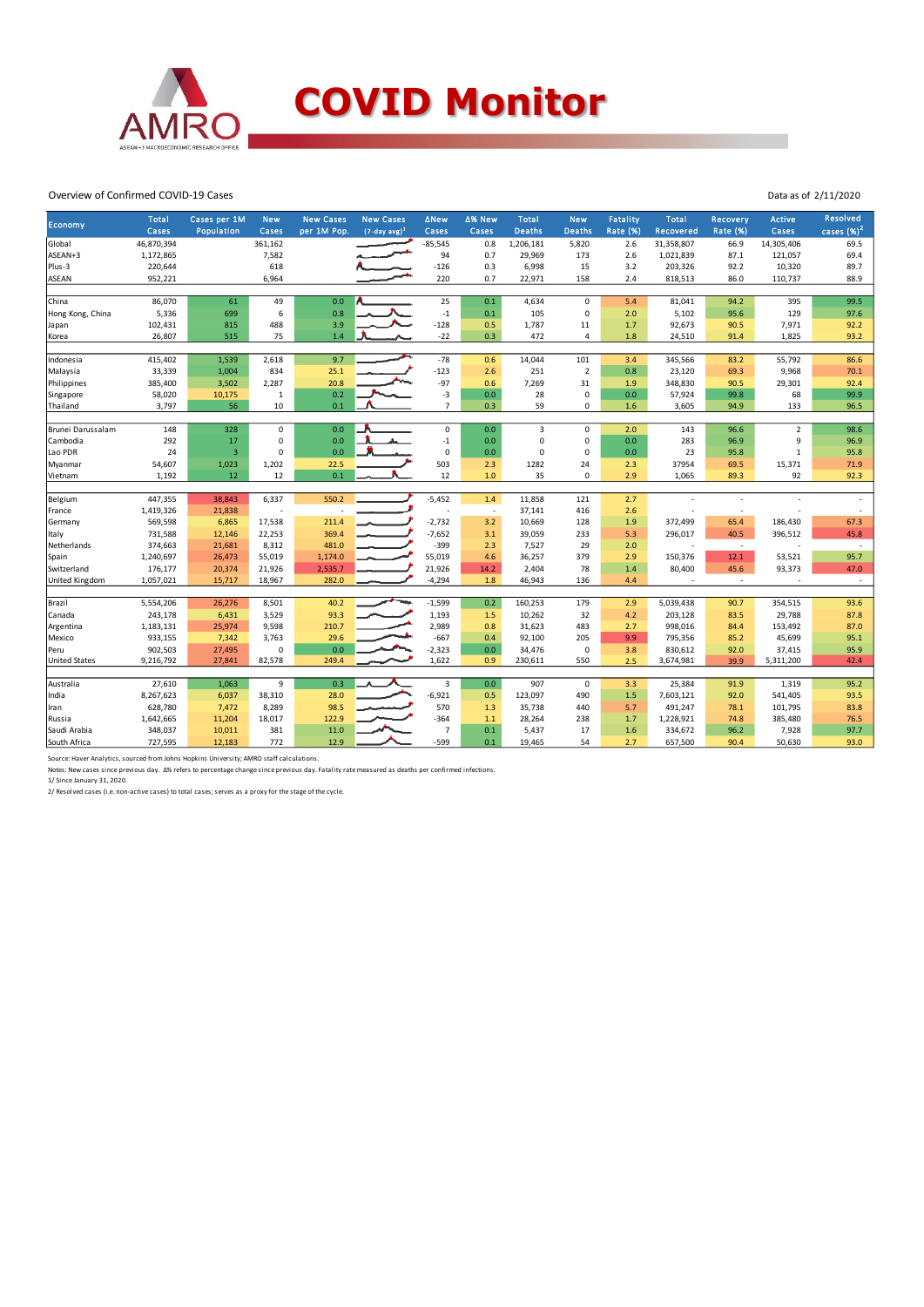# COVID Monitor

Overview of Confirmed COVID-19 Cases

Data as of 2/11/2020

| Economy | Total Cases | Cases per 1M Population | New Cases | New Cases per 1M Pop. | New Cases (7-day avg)[1] | ΔNew Cases | Δ% New Cases | Total Deaths | New Deaths | Fatality Rate (%) | Total Recovered | Recovery Rate (%) | Active Cases | Resolved cases (%)[2] |
|---|---|---|---|---|---|---|---|---|---|---|---|---|---|---|
| Global | 46,870,394 | | 361,162 | | | -85,545 | 0.8 | 1,206,181 | 5,820 | 2.6 | 31,358,807 | 66.9 | 14,305,406 | 69.5 |
| ASEAN+3 | 1,172,865 | | 7,582 | | | 94 | 0.7 | 29,969 | 173 | 2.6 | 1,021,839 | 87.1 | 121,057 | 69.4 |
| Plus-3 | 220,644 | | 618 | | | -126 | 0.3 | 6,998 | 15 | 3.2 | 203,326 | 92.2 | 10,320 | 89.7 |
| ASEAN | 952,221 | | 6,964 | | | 220 | 0.7 | 22,971 | 158 | 2.4 | 818,513 | 86.0 | 110,737 | 88.9 |
| | | | | | | | | | | | | | | |
| China | 86,070 | 61 | 49 | 0.0 | | 25 | 0.1 | 4,634 | 0 | 5.4 | 81,041 | 94.2 | 395 | 99.5 |
| Hong Kong, China | 5,336 | 699 | 6 | 0.8 | | -1 | 0.1 | 105 | 0 | 2.0 | 5,102 | 95.6 | 129 | 97.6 |
| Japan | 102,431 | 815 | 488 | 3.9 | | -128 | 0.5 | 1,787 | 11 | 1.7 | 92,673 | 90.5 | 7,971 | 92.2 |
| Korea | 26,807 | 515 | 75 | 1.4 | | -22 | 0.3 | 472 | 4 | 1.8 | 24,510 | 91.4 | 1,825 | 93.2 |
| | | | | | | | | | | | | | | |
| Indonesia | 415,402 | 1,539 | 2,618 | 9.7 | | -78 | 0.6 | 14,044 | 101 | 3.4 | 345,566 | 83.2 | 55,792 | 86.6 |
| Malaysia | 33,339 | 1,004 | 834 | 25.1 | | -123 | 2.6 | 251 | 2 | 0.8 | 23,120 | 69.3 | 9,968 | 70.1 |
| Philippines | 385,400 | 3,502 | 2,287 | 20.8 | | -97 | 0.6 | 7,269 | 31 | 1.9 | 348,830 | 90.5 | 29,301 | 92.4 |
| Singapore | 58,020 | 10,175 | 1 | 0.2 | | -3 | 0.0 | 28 | 0 | 0.0 | 57,924 | 99.8 | 68 | 99.9 |
| Thailand | 3,797 | 56 | 10 | 0.1 | | 7 | 0.3 | 59 | 0 | 1.6 | 3,605 | 94.9 | 133 | 96.5 |
| | | | | | | | | | | | | | | |
| Brunei Darussalam | 148 | 328 | 0 | 0.0 | | 0 | 0.0 | 3 | 0 | 2.0 | 143 | 96.6 | 2 | 98.6 |
| Cambodia | 292 | 17 | 0 | 0.0 | | -1 | 0.0 | 0 | 0 | 0.0 | 283 | 96.9 | 9 | 96.9 |
| Lao PDR | 24 | 3 | 0 | 0.0 | | 0 | 0.0 | 0 | 0 | 0.0 | 23 | 95.8 | 1 | 95.8 |
| Myanmar | 54,607 | 1,023 | 1,202 | 22.5 | | 503 | 2.3 | 1282 | 24 | 2.3 | 37954 | 69.5 | 15,371 | 71.9 |
| Vietnam | 1,192 | 12 | 12 | 0.1 | | 12 | 1.0 | 35 | 0 | 2.9 | 1,065 | 89.3 | 92 | 92.3 |
| | | | | | | | | | | | | | | |
| Belgium | 447,355 | 38,843 | 6,337 | 550.2 | | -5,452 | 1.4 | 11,858 | 121 | 2.7 | - | - | - | - |
| France | 1,419,326 | 21,838 | - | - | | - | - | 37,141 | 416 | 2.6 | - | - | - | - |
| Germany | 569,598 | 6,865 | 17,538 | 211.4 | | -2,732 | 3.2 | 10,669 | 128 | 1.9 | 372,499 | 65.4 | 186,430 | 67.3 |
| Italy | 731,588 | 12,146 | 22,253 | 369.4 | | -7,652 | 3.1 | 39,059 | 233 | 5.3 | 296,017 | 40.5 | 396,512 | 45.8 |
| Netherlands | 374,663 | 21,681 | 8,312 | 481.0 | | -399 | 2.3 | 7,527 | 29 | 2.0 | - | - | - | - |
| Spain | 1,240,697 | 26,473 | 55,019 | 1,174.0 | | 55,019 | 4.6 | 36,257 | 379 | 2.9 | 150,376 | 12.1 | 53,521 | 95.7 |
| Switzerland | 176,177 | 20,374 | 21,926 | 2,535.7 | | 21,926 | 14.2 | 2,404 | 78 | 1.4 | 80,400 | 45.6 | 93,373 | 47.0 |
| United Kingdom | 1,057,021 | 15,717 | 18,967 | 282.0 | | -4,294 | 1.8 | 46,943 | 136 | 4.4 | - | - | - | - |
| | | | | | | | | | | | | | | |
| Brazil | 5,554,206 | 26,276 | 8,501 | 40.2 | | -1,599 | 0.2 | 160,253 | 179 | 2.9 | 5,039,438 | 90.7 | 354,515 | 93.6 |
| Canada | 243,178 | 6,431 | 3,529 | 93.3 | | 1,193 | 1.5 | 10,262 | 32 | 4.2 | 203,128 | 83.5 | 29,788 | 87.8 |
| Argentina | 1,183,131 | 25,974 | 9,598 | 210.7 | | 2,989 | 0.8 | 31,623 | 483 | 2.7 | 998,016 | 84.4 | 153,492 | 87.0 |
| Mexico | 933,155 | 7,342 | 3,763 | 29.6 | | -667 | 0.4 | 92,100 | 205 | 9.9 | 795,356 | 85.2 | 45,699 | 95.1 |
| Peru | 902,503 | 27,495 | 0 | 0.0 | | -2,323 | 0.0 | 34,476 | 0 | 3.8 | 830,612 | 92.0 | 37,415 | 95.9 |
| United States | 9,216,792 | 27,841 | 82,578 | 249.4 | | 1,622 | 0.9 | 230,611 | 550 | 2.5 | 3,674,981 | 39.9 | 5,311,200 | 42.4 |
| | | | | | | | | | | | | | | |
| Australia | 27,610 | 1,063 | 9 | 0.3 | | 3 | 0.0 | 907 | 0 | 3.3 | 25,384 | 91.9 | 1,319 | 95.2 |
| India | 8,267,623 | 6,037 | 38,310 | 28.0 | | -6,921 | 0.5 | 123,097 | 490 | 1.5 | 7,603,121 | 92.0 | 541,405 | 93.5 |
| Iran | 628,780 | 7,472 | 8,289 | 98.5 | | 570 | 1.3 | 35,738 | 440 | 5.7 | 491,247 | 78.1 | 101,795 | 83.8 |
| Russia | 1,642,665 | 11,204 | 18,017 | 122.9 | | -364 | 1.1 | 28,264 | 238 | 1.7 | 1,228,921 | 74.8 | 385,480 | 76.5 |
| Saudi Arabia | 348,037 | 10,011 | 381 | 11.0 | | 7 | 0.1 | 5,437 | 17 | 1.6 | 334,672 | 96.2 | 7,928 | 97.7 |
| South Africa | 727,595 | 12,183 | 772 | 12.9 | | -599 | 0.1 | 19,465 | 54 | 2.7 | 657,500 | 90.4 | 50,630 | 93.0 |

Source: Haver Analytics, sourced from Johns Hopkins University; AMRO staff calculations.

Notes: New cases since previous day. Δ% refers to percentage change since previous day. Fatality rate measured as deaths per confirmed infections.

1/ Since January 31, 2020.

2/ Resolved cases (i.e. non-active cases) to total cases; serves as a proxy for the stage of the cycle.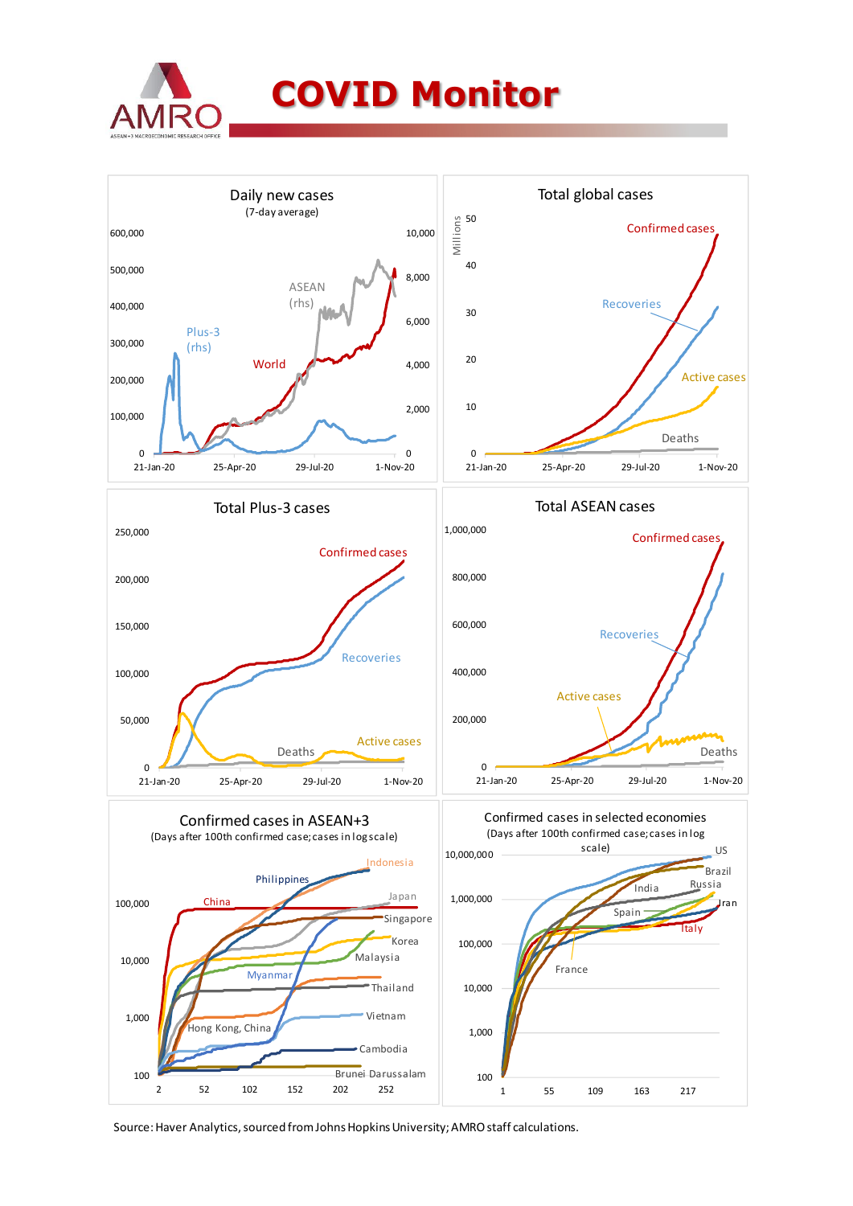# COVID Monitor

AMRO
ASEAN+3 MACROECONOMIC RESEARCH OFFICE

## Daily new cases
(7-day average)

600,000
500,000
400,000
300,000
200,000
100,000
0

10,000
8,000
6,000
4,000
2,000
0

21-Jan-20
25-Apr-20
29-Jul-20
1-Nov-20

ASEAN (rhs)
Plus-3 (rhs)
World

## Total global cases

Millions
50
40
30
20
10
0

21-Jan-20
25-Apr-20
29-Jul-20
1-Nov-20

Confirmed cases
Recoveries
Active cases
Deaths

## Total Plus-3 cases

250,000
200,000
150,000
100,000
50,000
0

21-Jan-20
25-Apr-20
29-Jul-20
1-Nov-20

Confirmed cases
Recoveries
Active cases
Deaths

## Total ASEAN cases

1,000,000
800,000
600,000
400,000
200,000
0

21-Jan-20
25-Apr-20
29-Jul-20
1-Nov-20

Confirmed cases
Recoveries
Active cases
Deaths

## Confirmed cases in ASEAN+3
(Days after 100th confirmed case; cases in log scale)

100,000
10,000
1,000
100

2
52
102
152
202
252

Indonesia
Philippines
China
Japan
Singapore
Korea
Malaysia
Myanmar
Thailand
Vietnam
Hong Kong, China
Cambodia
Brunei Darussalam

## Confirmed cases in selected economies
(Days after 100th confirmed case; cases in log scale)

10,000,000
1,000,000
100,000
10,000
1,000
100

1
55
109
163
217

US
Brazil
India
Russia
Spain
Iran
Italy
France

Source: Haver Analytics, sourced from Johns Hopkins University; AMRO staff calculations.